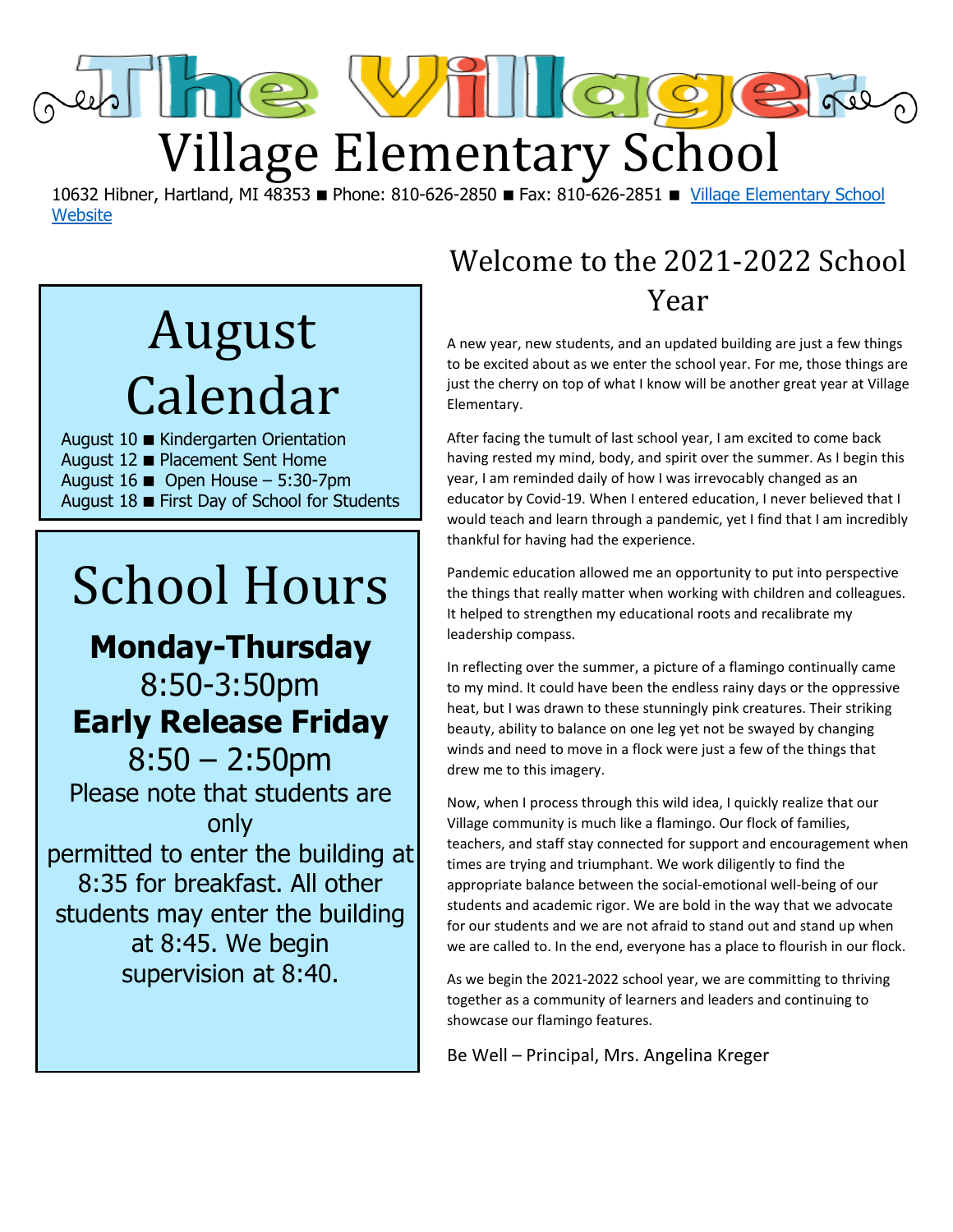# The Villager

# Village Elementary School

10632 Hibner, Hartland, MI 48353 ■ Phone: 810-626-2850 ■ Fax: 810-626-2851 ■ Village Elementary School Website

## August Calendar

August 10 ■ Kindergarten Orientation
August 12 ■ Placement Sent Home
August 16 ■ Open House – 5:30-7pm
August 18 ■ First Day of School for Students

## School Hours

**Monday-Thursday**
8:50-3:50pm
**Early Release Friday**
8:50 – 2:50pm

Please note that students are only permitted to enter the building at 8:35 for breakfast. All other students may enter the building at 8:45. We begin supervision at 8:40.

## Welcome to the 2021-2022 School Year

A new year, new students, and an updated building are just a few things to be excited about as we enter the school year. For me, those things are just the cherry on top of what I know will be another great year at Village Elementary.

After facing the tumult of last school year, I am excited to come back having rested my mind, body, and spirit over the summer. As I begin this year, I am reminded daily of how I was irrevocably changed as an educator by Covid-19. When I entered education, I never believed that I would teach and learn through a pandemic, yet I find that I am incredibly thankful for having had the experience.

Pandemic education allowed me an opportunity to put into perspective the things that really matter when working with children and colleagues. It helped to strengthen my educational roots and recalibrate my leadership compass.

In reflecting over the summer, a picture of a flamingo continually came to my mind. It could have been the endless rainy days or the oppressive heat, but I was drawn to these stunningly pink creatures. Their striking beauty, ability to balance on one leg yet not be swayed by changing winds and need to move in a flock were just a few of the things that drew me to this imagery.

Now, when I process through this wild idea, I quickly realize that our Village community is much like a flamingo. Our flock of families, teachers, and staff stay connected for support and encouragement when times are trying and triumphant. We work diligently to find the appropriate balance between the social-emotional well-being of our students and academic rigor. We are bold in the way that we advocate for our students and we are not afraid to stand out and stand up when we are called to. In the end, everyone has a place to flourish in our flock.

As we begin the 2021-2022 school year, we are committing to thriving together as a community of learners and leaders and continuing to showcase our flamingo features.

Be Well – Principal, Mrs. Angelina Kreger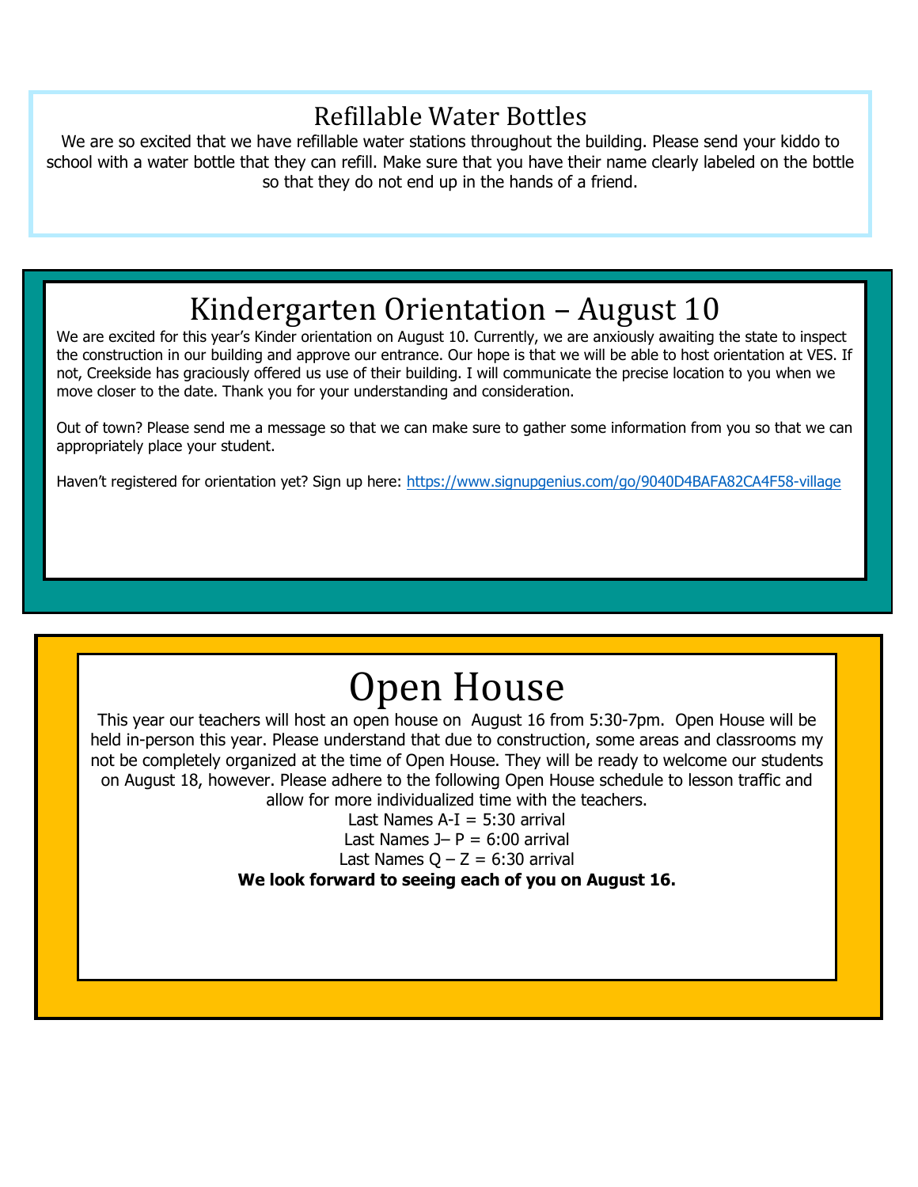## Refillable Water Bottles

We are so excited that we have refillable water stations throughout the building. Please send your kiddo to school with a water bottle that they can refill. Make sure that you have their name clearly labeled on the bottle so that they do not end up in the hands of a friend.

## Kindergarten Orientation – August 10

We are excited for this year's Kinder orientation on August 10. Currently, we are anxiously awaiting the state to inspect the construction in our building and approve our entrance. Our hope is that we will be able to host orientation at VES. If not, Creekside has graciously offered us use of their building. I will communicate the precise location to you when we move closer to the date. Thank you for your understanding and consideration.

Out of town? Please send me a message so that we can make sure to gather some information from you so that we can appropriately place your student.

Haven't registered for orientation yet? Sign up here: https://www.signupgenius.com/go/9040D4BAFA82CA4F58-village

# Open House

This year our teachers will host an open house on August 16 from 5:30-7pm. Open House will be held in-person this year. Please understand that due to construction, some areas and classrooms my not be completely organized at the time of Open House. They will be ready to welcome our students on August 18, however. Please adhere to the following Open House schedule to lesson traffic and allow for more individualized time with the teachers.

Last Names A-I = 5:30 arrival
Last Names J– P = 6:00 arrival
Last Names Q – Z = 6:30 arrival

**We look forward to seeing each of you on August 16.**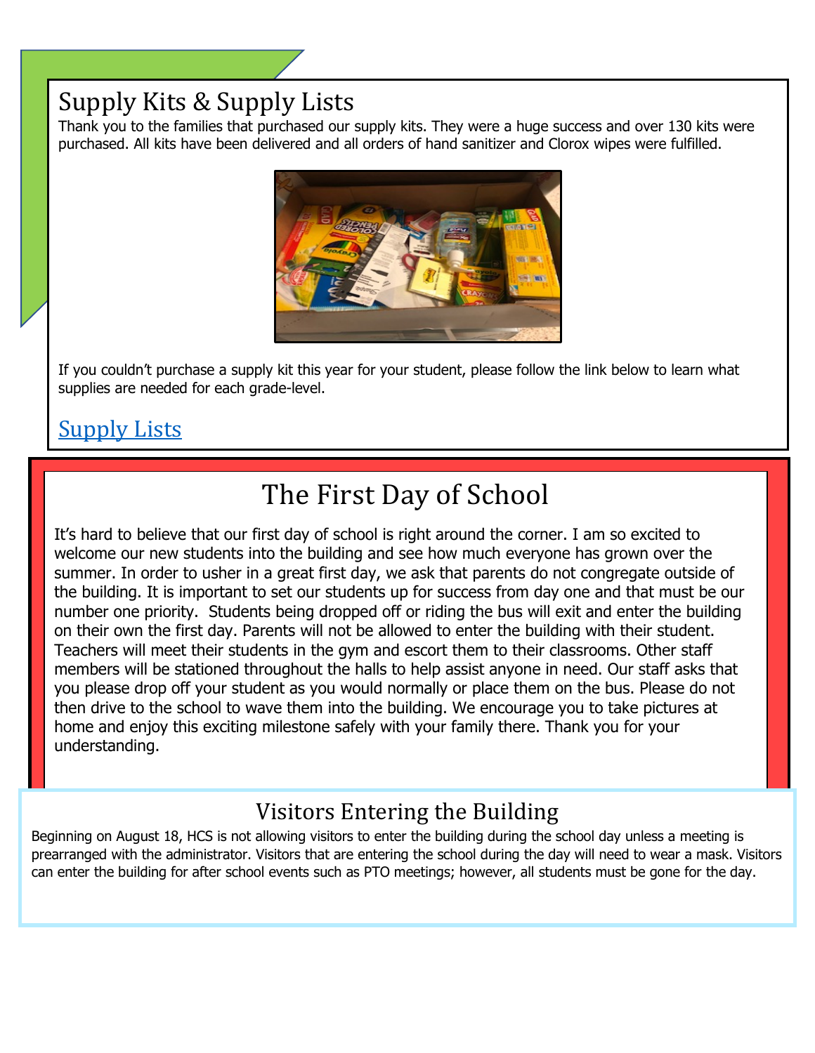## Supply Kits & Supply Lists

Thank you to the families that purchased our supply kits. They were a huge success and over 130 kits were purchased. All kits have been delivered and all orders of hand sanitizer and Clorox wipes were fulfilled.

If you couldn't purchase a supply kit this year for your student, please follow the link below to learn what supplies are needed for each grade-level.

Supply Lists

## The First Day of School

It's hard to believe that our first day of school is right around the corner. I am so excited to welcome our new students into the building and see how much everyone has grown over the summer. In order to usher in a great first day, we ask that parents do not congregate outside of the building. It is important to set our students up for success from day one and that must be our number one priority. Students being dropped off or riding the bus will exit and enter the building on their own the first day. Parents will not be allowed to enter the building with their student. Teachers will meet their students in the gym and escort them to their classrooms. Other staff members will be stationed throughout the halls to help assist anyone in need. Our staff asks that you please drop off your student as you would normally or place them on the bus. Please do not then drive to the school to wave them into the building. We encourage you to take pictures at home and enjoy this exciting milestone safely with your family there. Thank you for your understanding.

## Visitors Entering the Building

Beginning on August 18, HCS is not allowing visitors to enter the building during the school day unless a meeting is prearranged with the administrator. Visitors that are entering the school during the day will need to wear a mask. Visitors can enter the building for after school events such as PTO meetings; however, all students must be gone for the day.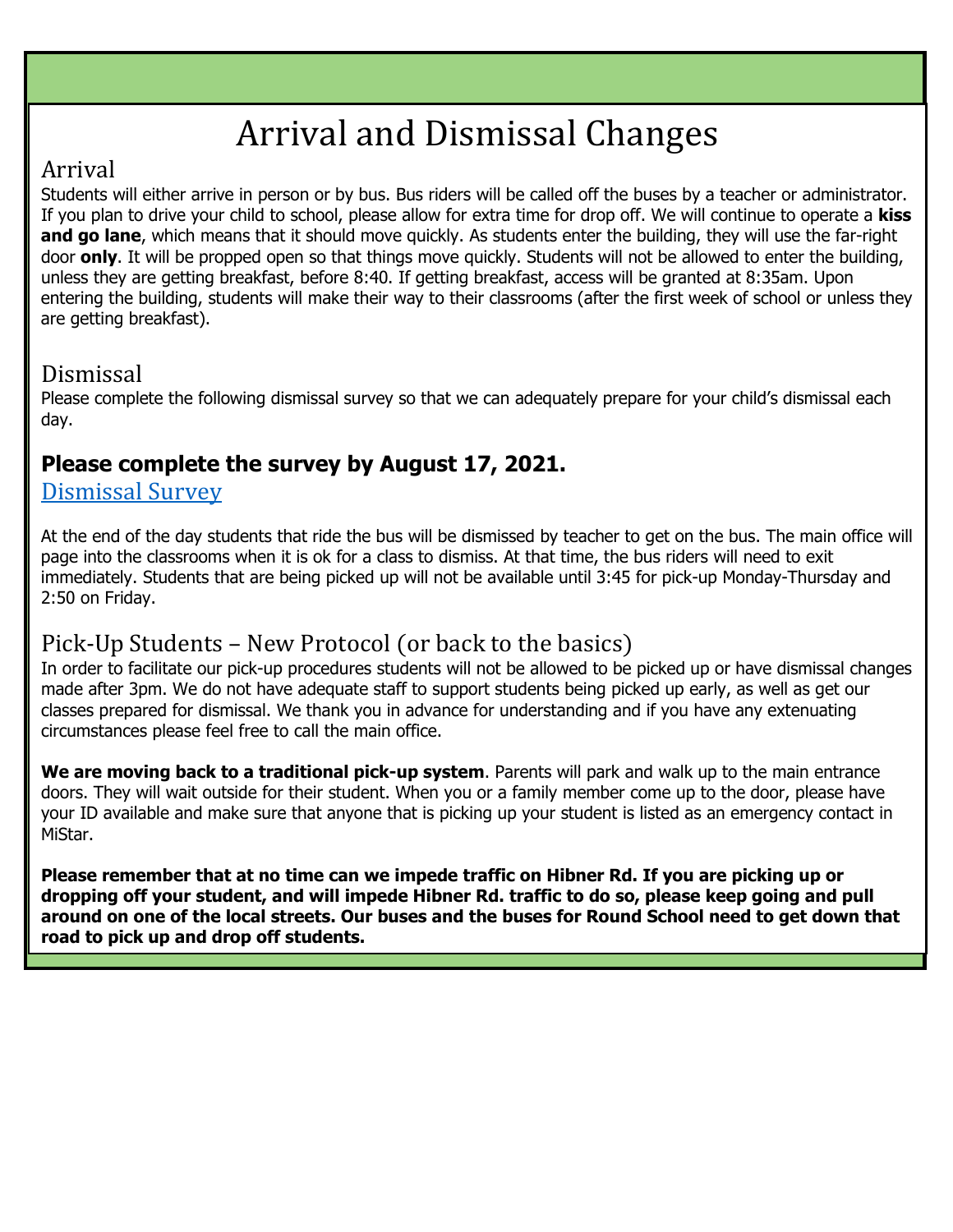# Arrival and Dismissal Changes

## Arrival

Students will either arrive in person or by bus. Bus riders will be called off the buses by a teacher or administrator. If you plan to drive your child to school, please allow for extra time for drop off. We will continue to operate a **kiss and go lane**, which means that it should move quickly. As students enter the building, they will use the far-right door **only**. It will be propped open so that things move quickly. Students will not be allowed to enter the building, unless they are getting breakfast, before 8:40. If getting breakfast, access will be granted at 8:35am. Upon entering the building, students will make their way to their classrooms (after the first week of school or unless they are getting breakfast).

## Dismissal

Please complete the following dismissal survey so that we can adequately prepare for your child's dismissal each day.

### Please complete the survey by August 17, 2021.

Dismissal Survey

At the end of the day students that ride the bus will be dismissed by teacher to get on the bus. The main office will page into the classrooms when it is ok for a class to dismiss. At that time, the bus riders will need to exit immediately. Students that are being picked up will not be available until 3:45 for pick-up Monday-Thursday and 2:50 on Friday.

## Pick-Up Students – New Protocol (or back to the basics)

In order to facilitate our pick-up procedures students will not be allowed to be picked up or have dismissal changes made after 3pm. We do not have adequate staff to support students being picked up early, as well as get our classes prepared for dismissal. We thank you in advance for understanding and if you have any extenuating circumstances please feel free to call the main office.

**We are moving back to a traditional pick-up system**. Parents will park and walk up to the main entrance doors. They will wait outside for their student. When you or a family member come up to the door, please have your ID available and make sure that anyone that is picking up your student is listed as an emergency contact in MiStar.

**Please remember that at no time can we impede traffic on Hibner Rd. If you are picking up or dropping off your student, and will impede Hibner Rd. traffic to do so, please keep going and pull around on one of the local streets. Our buses and the buses for Round School need to get down that road to pick up and drop off students.**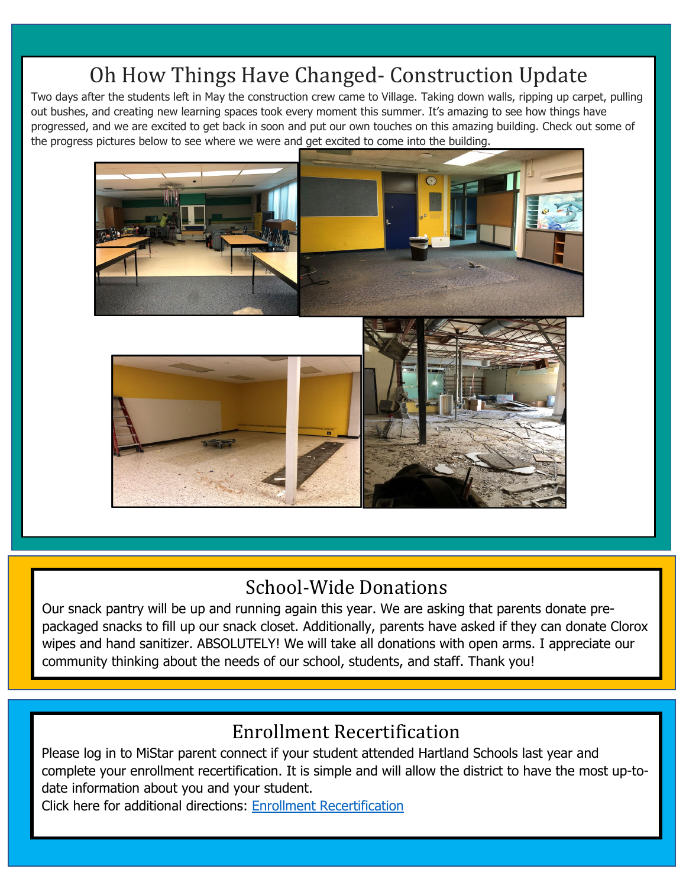# Oh How Things Have Changed- Construction Update

Two days after the students left in May the construction crew came to Village. Taking down walls, ripping up carpet, pulling out bushes, and creating new learning spaces took every moment this summer. It's amazing to see how things have progressed, and we are excited to get back in soon and put our own touches on this amazing building. Check out some of the progress pictures below to see where we were and get excited to come into the building.

# School-Wide Donations

Our snack pantry will be up and running again this year. We are asking that parents donate pre-packaged snacks to fill up our snack closet. Additionally, parents have asked if they can donate Clorox wipes and hand sanitizer. ABSOLUTELY! We will take all donations with open arms. I appreciate our community thinking about the needs of our school, students, and staff. Thank you!

# Enrollment Recertification

Please log in to MiStar parent connect if your student attended Hartland Schools last year and complete your enrollment recertification. It is simple and will allow the district to have the most up-to-date information about you and your student.

Click here for additional directions: [Enrollment Recertification]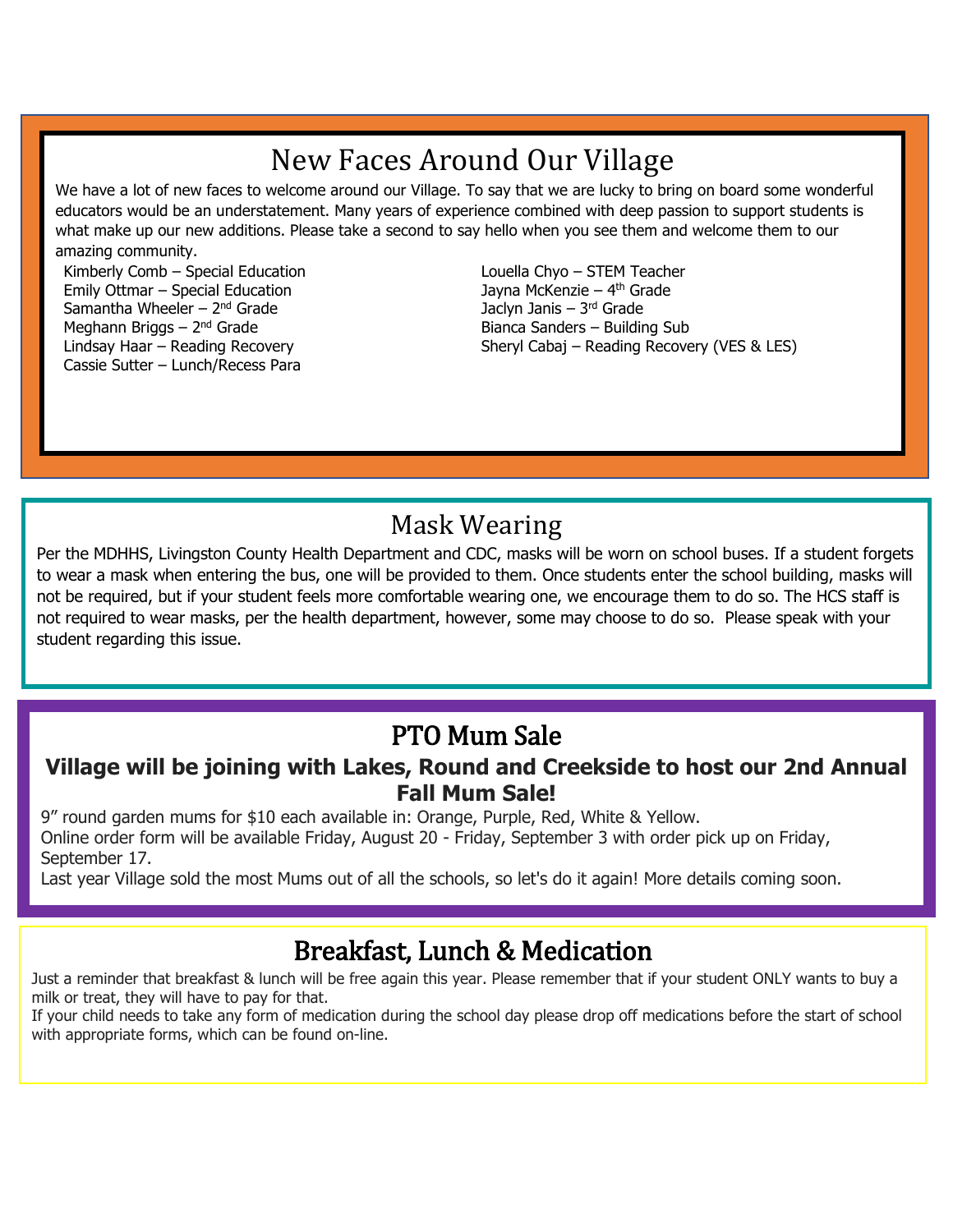## New Faces Around Our Village

We have a lot of new faces to welcome around our Village. To say that we are lucky to bring on board some wonderful educators would be an understatement. Many years of experience combined with deep passion to support students is what make up our new additions. Please take a second to say hello when you see them and welcome them to our amazing community.

Kimberly Comb – Special Education
Emily Ottmar – Special Education
Samantha Wheeler – 2nd Grade
Meghann Briggs – 2nd Grade
Lindsay Haar – Reading Recovery
Cassie Sutter – Lunch/Recess Para
Louella Chyo – STEM Teacher
Jayna McKenzie – 4th Grade
Jaclyn Janis – 3rd Grade
Bianca Sanders – Building Sub
Sheryl Cabaj – Reading Recovery (VES & LES)

## Mask Wearing

Per the MDHHS, Livingston County Health Department and CDC, masks will be worn on school buses. If a student forgets to wear a mask when entering the bus, one will be provided to them. Once students enter the school building, masks will not be required, but if your student feels more comfortable wearing one, we encourage them to do so. The HCS staff is not required to wear masks, per the health department, however, some may choose to do so. Please speak with your student regarding this issue.

## PTO Mum Sale

**Village will be joining with Lakes, Round and Creekside to host our 2nd Annual Fall Mum Sale!**

9" round garden mums for $10 each available in: Orange, Purple, Red, White & Yellow.
Online order form will be available Friday, August 20 - Friday, September 3 with order pick up on Friday, September 17.
Last year Village sold the most Mums out of all the schools, so let's do it again! More details coming soon.

## Breakfast, Lunch & Medication

Just a reminder that breakfast & lunch will be free again this year. Please remember that if your student ONLY wants to buy a milk or treat, they will have to pay for that.
If your child needs to take any form of medication during the school day please drop off medications before the start of school with appropriate forms, which can be found on-line.